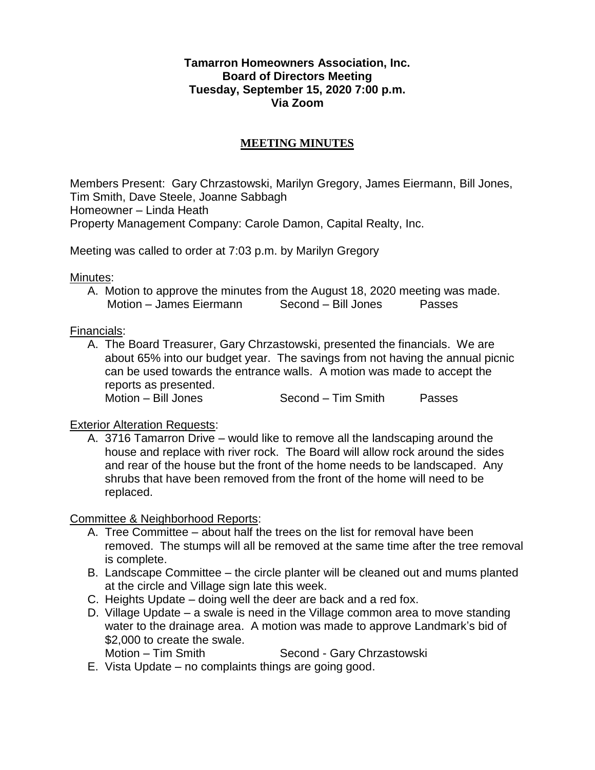**Tamarron Homeowners Association, Inc.**
**Board of Directors Meeting**
**Tuesday, September 15, 2020 7:00 p.m.**
**Via Zoom**

## MEETING MINUTES

Members Present: Gary Chrzastowski, Marilyn Gregory, James Eiermann, Bill Jones, Tim Smith, Dave Steele, Joanne Sabbagh
Homeowner – Linda Heath
Property Management Company: Carole Damon, Capital Realty, Inc.

Meeting was called to order at 7:03 p.m. by Marilyn Gregory

Minutes:

A. Motion to approve the minutes from the August 18, 2020 meeting was made.
   Motion – James Eiermann Second – Bill Jones Passes

Financials:

A. The Board Treasurer, Gary Chrzastowski, presented the financials. We are about 65% into our budget year. The savings from not having the annual picnic can be used towards the entrance walls. A motion was made to accept the reports as presented.
   Motion – Bill Jones Second – Tim Smith Passes

Exterior Alteration Requests:

A. 3716 Tamarron Drive – would like to remove all the landscaping around the house and replace with river rock. The Board will allow rock around the sides and rear of the house but the front of the home needs to be landscaped. Any shrubs that have been removed from the front of the home will need to be replaced.

Committee & Neighborhood Reports:

A. Tree Committee – about half the trees on the list for removal have been removed. The stumps will all be removed at the same time after the tree removal is complete.
B. Landscape Committee – the circle planter will be cleaned out and mums planted at the circle and Village sign late this week.
C. Heights Update – doing well the deer are back and a red fox.
D. Village Update – a swale is need in the Village common area to move standing water to the drainage area. A motion was made to approve Landmark's bid of $2,000 to create the swale.
   Motion – Tim Smith Second - Gary Chrzastowski
E. Vista Update – no complaints things are going good.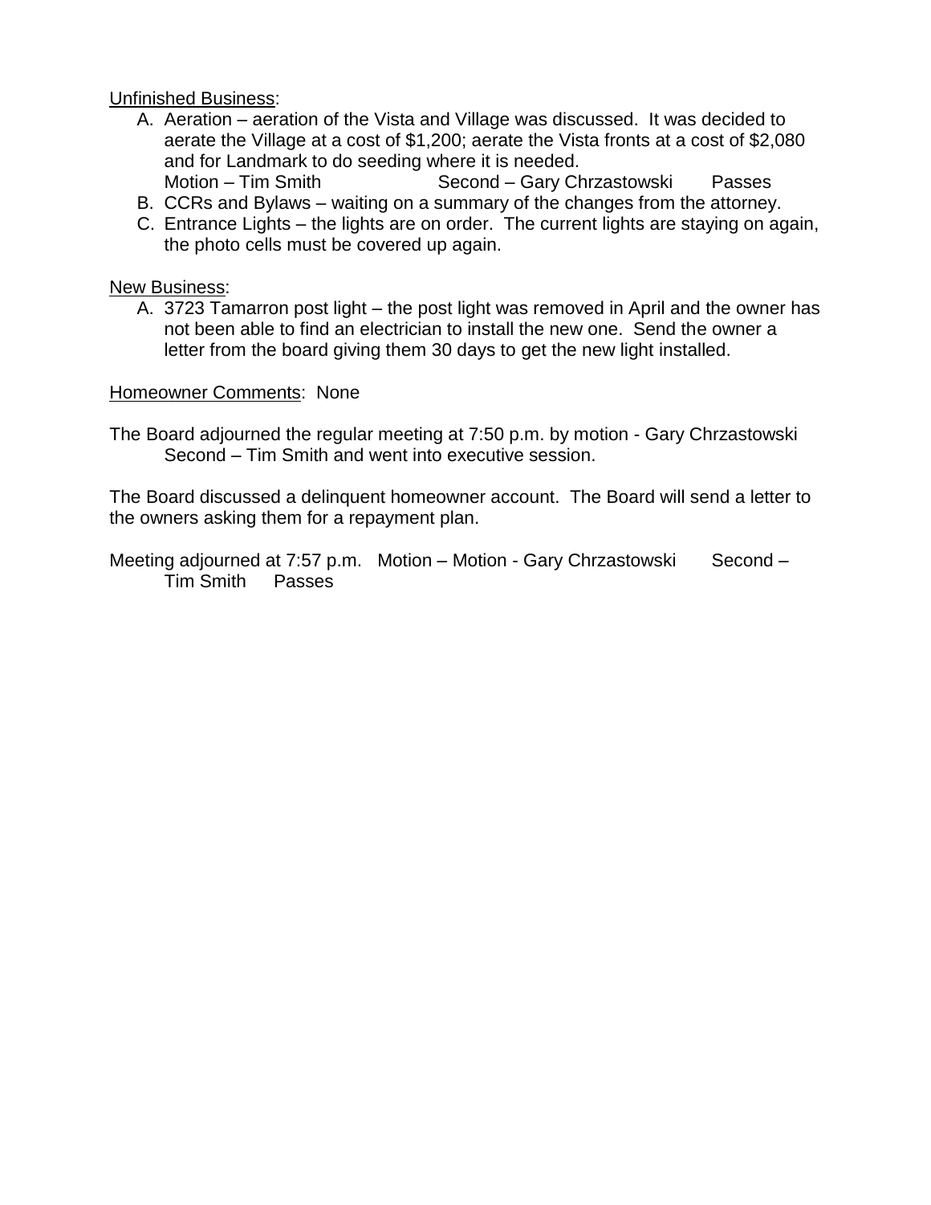Unfinished Business:

A. Aeration – aeration of the Vista and Village was discussed. It was decided to aerate the Village at a cost of $1,200; aerate the Vista fronts at a cost of $2,080 and for Landmark to do seeding where it is needed.
   Motion – Tim Smith Second – Gary Chrzastowski Passes
B. CCRs and Bylaws – waiting on a summary of the changes from the attorney.
C. Entrance Lights – the lights are on order. The current lights are staying on again, the photo cells must be covered up again.

New Business:

A. 3723 Tamarron post light – the post light was removed in April and the owner has not been able to find an electrician to install the new one. Send the owner a letter from the board giving them 30 days to get the new light installed.

Homeowner Comments: None

The Board adjourned the regular meeting at 7:50 p.m. by motion - Gary Chrzastowski Second – Tim Smith and went into executive session.

The Board discussed a delinquent homeowner account. The Board will send a letter to the owners asking them for a repayment plan.

Meeting adjourned at 7:57 p.m. Motion – Motion - Gary Chrzastowski Second – Tim Smith Passes